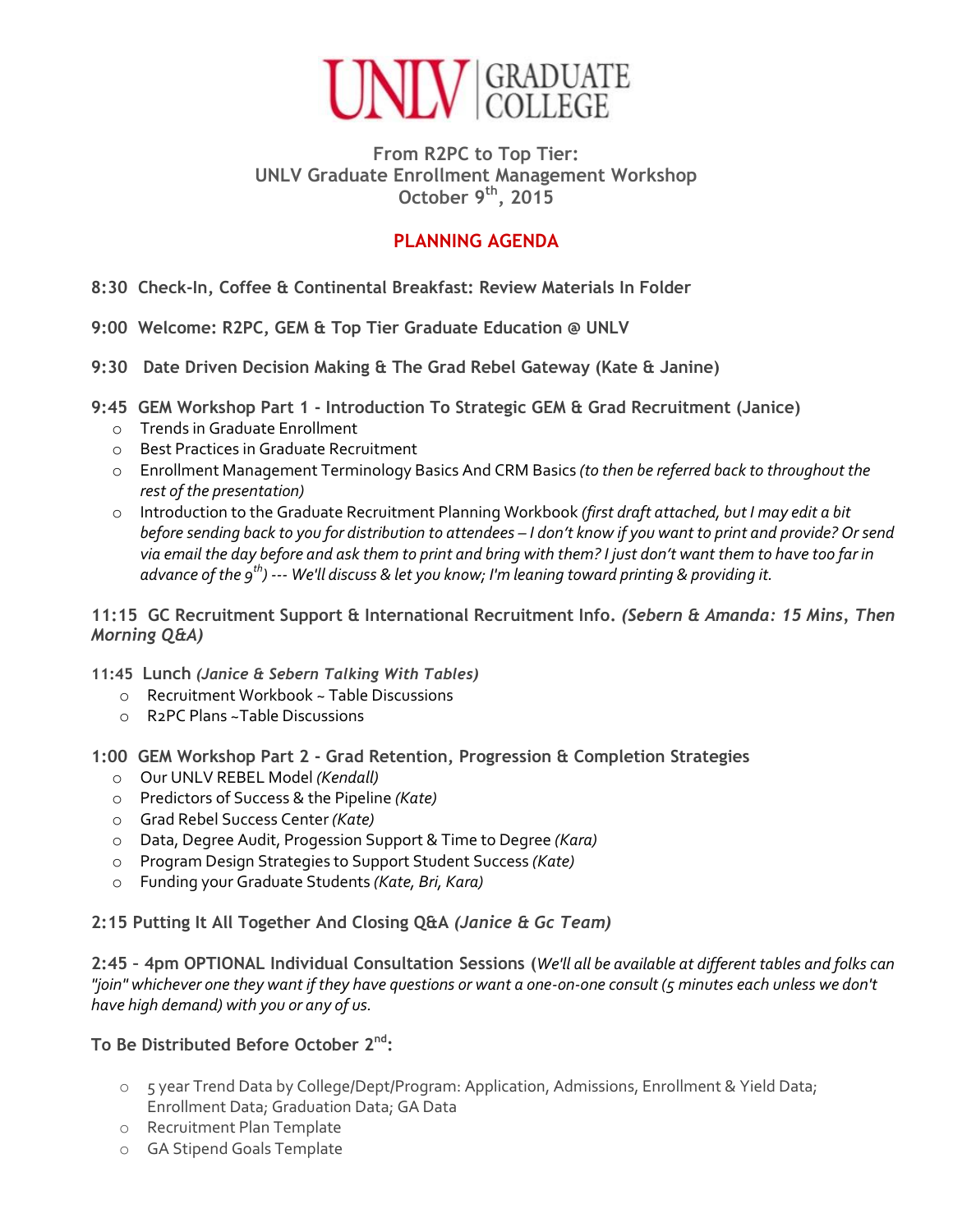UNLV | GRADUATE COLLEGE

## From R2PC to Top Tier:
## UNLV Graduate Enrollment Management Workshop
## October 9th, 2015

# PLANNING AGENDA

**8:30 Check-In, Coffee & Continental Breakfast: Review Materials In Folder**

**9:00 Welcome: R2PC, GEM & Top Tier Graduate Education @ UNLV**

**9:30 Date Driven Decision Making & The Grad Rebel Gateway (Kate & Janine)**

**9:45 GEM Workshop Part 1 - Introduction To Strategic GEM & Grad Recruitment (Janice)**

- Trends in Graduate Enrollment
- Best Practices in Graduate Recruitment
- Enrollment Management Terminology Basics And CRM Basics *(to then be referred back to throughout the rest of the presentation)*
- Introduction to the Graduate Recruitment Planning Workbook *(first draft attached, but I may edit a bit before sending back to you for distribution to attendees – I don't know if you want to print and provide? Or send via email the day before and ask them to print and bring with them? I just don't want them to have too far in advance of the 9th) --- We'll discuss & let you know; I'm leaning toward printing & providing it.*

**11:15 GC Recruitment Support & International Recruitment Info.** ***(Sebern & Amanda: 15 Mins, Then Morning Q&A)***

**11:45 Lunch** ***(Janice & Sebern Talking With Tables)***

- Recruitment Workbook ~ Table Discussions
- R2PC Plans ~Table Discussions

**1:00 GEM Workshop Part 2 - Grad Retention, Progression & Completion Strategies**

- Our UNLV REBEL Model *(Kendall)*
- Predictors of Success & the Pipeline *(Kate)*
- Grad Rebel Success Center *(Kate)*
- Data, Degree Audit, Progession Support & Time to Degree *(Kara)*
- Program Design Strategies to Support Student Success *(Kate)*
- Funding your Graduate Students *(Kate, Bri, Kara)*

**2:15 Putting It All Together And Closing Q&A** ***(Janice & Gc Team)***

**2:45 - 4pm OPTIONAL Individual Consultation Sessions (***We'll all be available at different tables and folks can "join" whichever one they want if they have questions or want a one-on-one consult (5 minutes each unless we don't have high demand) with you or any of us.*

**To Be Distributed Before October 2nd:**

- 5 year Trend Data by College/Dept/Program: Application, Admissions, Enrollment & Yield Data; Enrollment Data; Graduation Data; GA Data
- Recruitment Plan Template
- GA Stipend Goals Template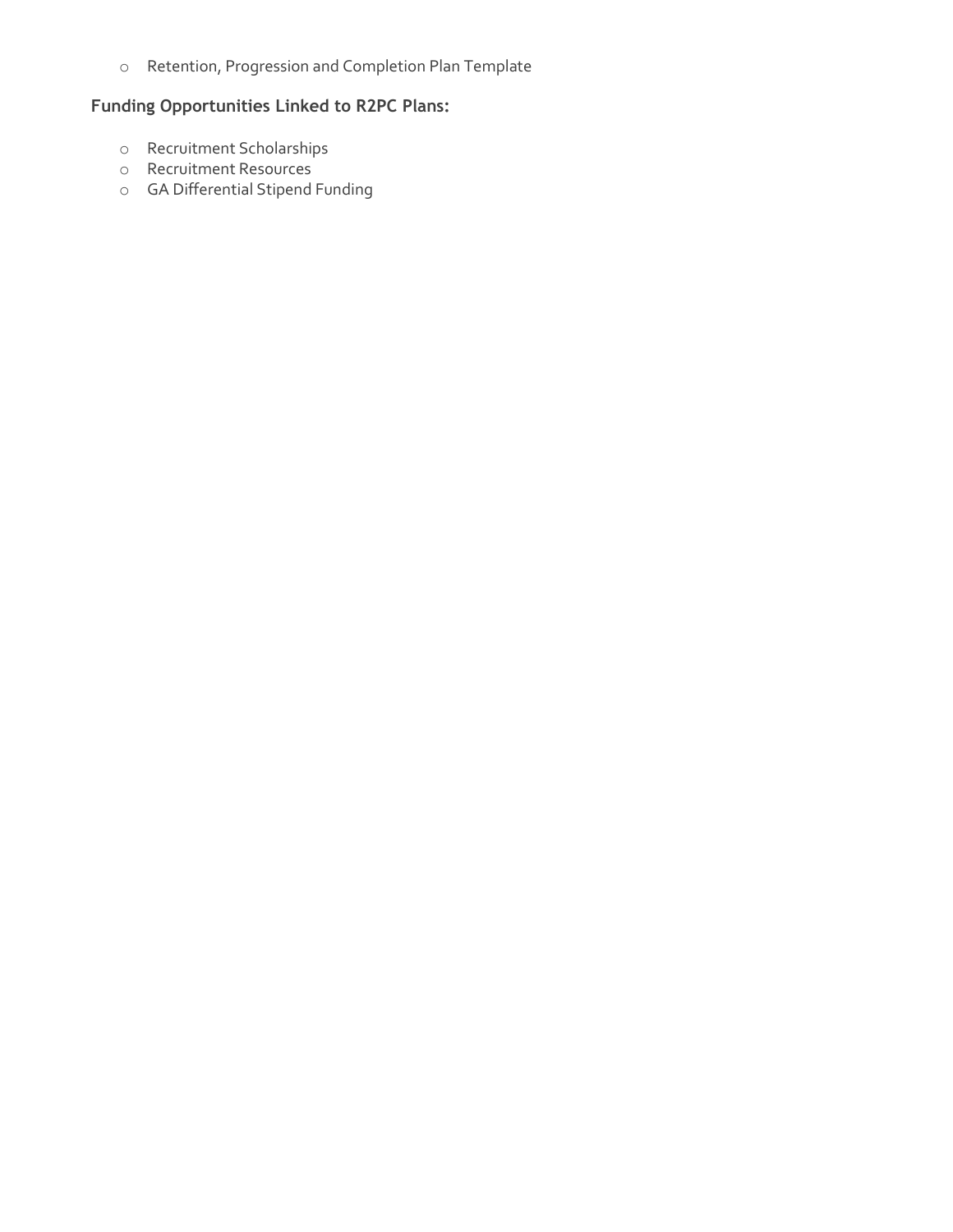- Retention, Progression and Completion Plan Template

**Funding Opportunities Linked to R2PC Plans:**

- Recruitment Scholarships
- Recruitment Resources
- GA Differential Stipend Funding